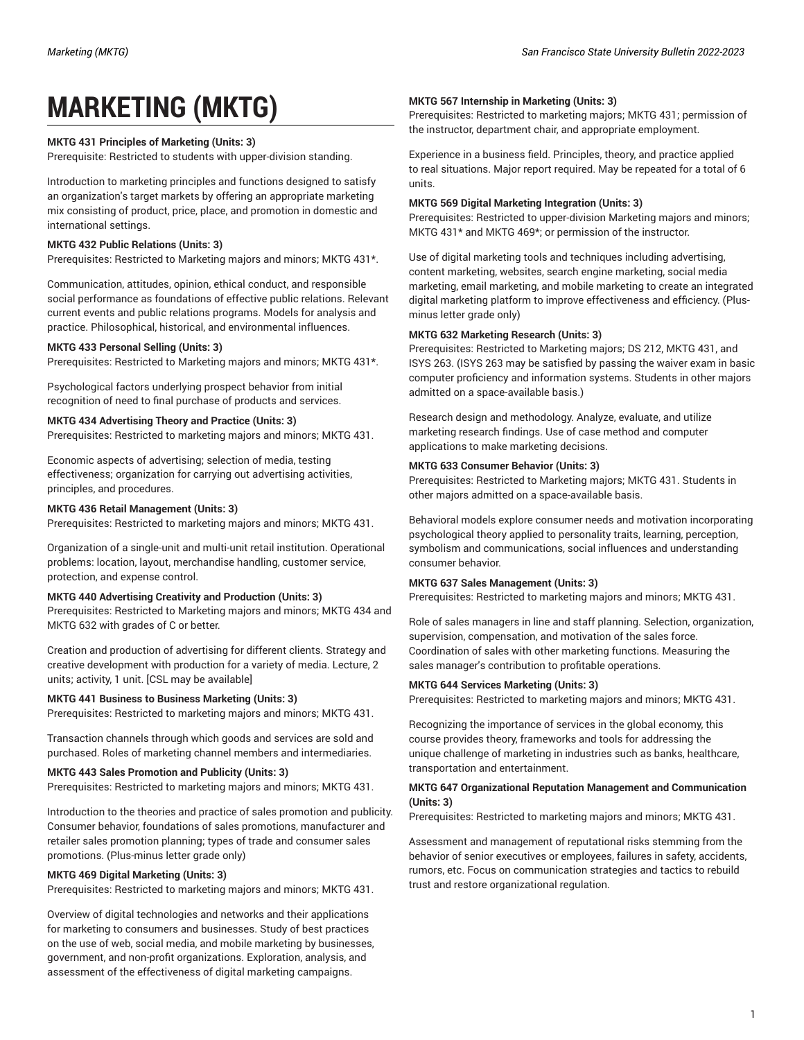# MARKETING (MKTG)

**MKTG 431 Principles of Marketing (Units: 3)**
Prerequisite: Restricted to students with upper-division standing.

Introduction to marketing principles and functions designed to satisfy an organization's target markets by offering an appropriate marketing mix consisting of product, price, place, and promotion in domestic and international settings.

**MKTG 432 Public Relations (Units: 3)**
Prerequisites: Restricted to Marketing majors and minors; MKTG 431*.

Communication, attitudes, opinion, ethical conduct, and responsible social performance as foundations of effective public relations. Relevant current events and public relations programs. Models for analysis and practice. Philosophical, historical, and environmental influences.

**MKTG 433 Personal Selling (Units: 3)**
Prerequisites: Restricted to Marketing majors and minors; MKTG 431*.

Psychological factors underlying prospect behavior from initial recognition of need to final purchase of products and services.

**MKTG 434 Advertising Theory and Practice (Units: 3)**
Prerequisites: Restricted to marketing majors and minors; MKTG 431.

Economic aspects of advertising; selection of media, testing effectiveness; organization for carrying out advertising activities, principles, and procedures.

**MKTG 436 Retail Management (Units: 3)**
Prerequisites: Restricted to marketing majors and minors; MKTG 431.

Organization of a single-unit and multi-unit retail institution. Operational problems: location, layout, merchandise handling, customer service, protection, and expense control.

**MKTG 440 Advertising Creativity and Production (Units: 3)**
Prerequisites: Restricted to Marketing majors and minors; MKTG 434 and MKTG 632 with grades of C or better.

Creation and production of advertising for different clients. Strategy and creative development with production for a variety of media. Lecture, 2 units; activity, 1 unit. [CSL may be available]

**MKTG 441 Business to Business Marketing (Units: 3)**
Prerequisites: Restricted to marketing majors and minors; MKTG 431.

Transaction channels through which goods and services are sold and purchased. Roles of marketing channel members and intermediaries.

**MKTG 443 Sales Promotion and Publicity (Units: 3)**
Prerequisites: Restricted to marketing majors and minors; MKTG 431.

Introduction to the theories and practice of sales promotion and publicity. Consumer behavior, foundations of sales promotions, manufacturer and retailer sales promotion planning; types of trade and consumer sales promotions. (Plus-minus letter grade only)

**MKTG 469 Digital Marketing (Units: 3)**
Prerequisites: Restricted to marketing majors and minors; MKTG 431.

Overview of digital technologies and networks and their applications for marketing to consumers and businesses. Study of best practices on the use of web, social media, and mobile marketing by businesses, government, and non-profit organizations. Exploration, analysis, and assessment of the effectiveness of digital marketing campaigns.

**MKTG 567 Internship in Marketing (Units: 3)**
Prerequisites: Restricted to marketing majors; MKTG 431; permission of the instructor, department chair, and appropriate employment.

Experience in a business field. Principles, theory, and practice applied to real situations. Major report required. May be repeated for a total of 6 units.

**MKTG 569 Digital Marketing Integration (Units: 3)**
Prerequisites: Restricted to upper-division Marketing majors and minors; MKTG 431* and MKTG 469*; or permission of the instructor.

Use of digital marketing tools and techniques including advertising, content marketing, websites, search engine marketing, social media marketing, email marketing, and mobile marketing to create an integrated digital marketing platform to improve effectiveness and efficiency. (Plus-minus letter grade only)

**MKTG 632 Marketing Research (Units: 3)**
Prerequisites: Restricted to Marketing majors; DS 212, MKTG 431, and ISYS 263. (ISYS 263 may be satisfied by passing the waiver exam in basic computer proficiency and information systems. Students in other majors admitted on a space-available basis.)

Research design and methodology. Analyze, evaluate, and utilize marketing research findings. Use of case method and computer applications to make marketing decisions.

**MKTG 633 Consumer Behavior (Units: 3)**
Prerequisites: Restricted to Marketing majors; MKTG 431. Students in other majors admitted on a space-available basis.

Behavioral models explore consumer needs and motivation incorporating psychological theory applied to personality traits, learning, perception, symbolism and communications, social influences and understanding consumer behavior.

**MKTG 637 Sales Management (Units: 3)**
Prerequisites: Restricted to marketing majors and minors; MKTG 431.

Role of sales managers in line and staff planning. Selection, organization, supervision, compensation, and motivation of the sales force. Coordination of sales with other marketing functions. Measuring the sales manager's contribution to profitable operations.

**MKTG 644 Services Marketing (Units: 3)**
Prerequisites: Restricted to marketing majors and minors; MKTG 431.

Recognizing the importance of services in the global economy, this course provides theory, frameworks and tools for addressing the unique challenge of marketing in industries such as banks, healthcare, transportation and entertainment.

**MKTG 647 Organizational Reputation Management and Communication (Units: 3)**
Prerequisites: Restricted to marketing majors and minors; MKTG 431.

Assessment and management of reputational risks stemming from the behavior of senior executives or employees, failures in safety, accidents, rumors, etc. Focus on communication strategies and tactics to rebuild trust and restore organizational regulation.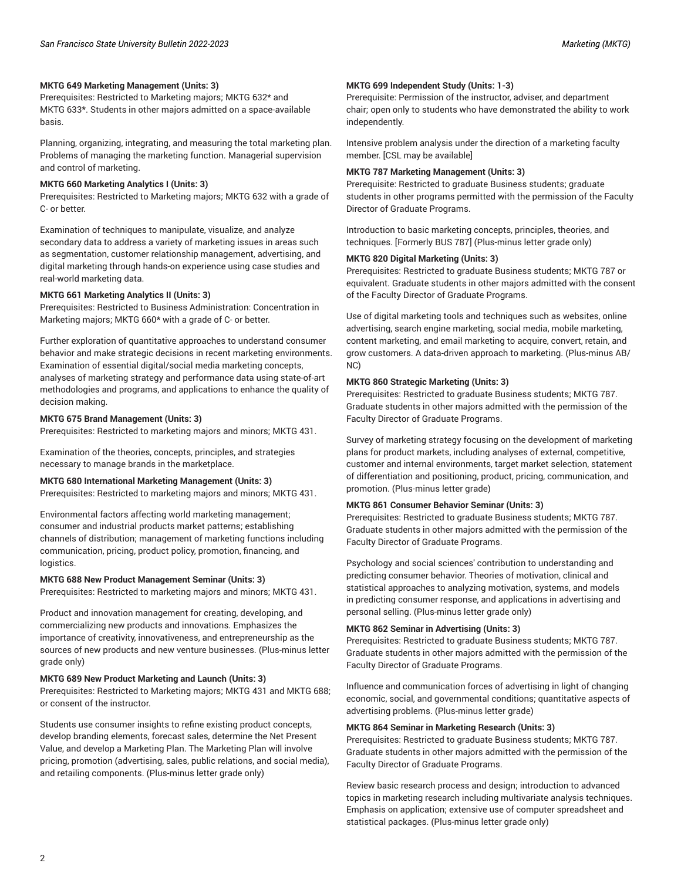**MKTG 649 Marketing Management (Units: 3)**
Prerequisites: Restricted to Marketing majors; MKTG 632* and MKTG 633*. Students in other majors admitted on a space-available basis.

Planning, organizing, integrating, and measuring the total marketing plan. Problems of managing the marketing function. Managerial supervision and control of marketing.

**MKTG 660 Marketing Analytics I (Units: 3)**
Prerequisites: Restricted to Marketing majors; MKTG 632 with a grade of C- or better.

Examination of techniques to manipulate, visualize, and analyze secondary data to address a variety of marketing issues in areas such as segmentation, customer relationship management, advertising, and digital marketing through hands-on experience using case studies and real-world marketing data.

**MKTG 661 Marketing Analytics II (Units: 3)**
Prerequisites: Restricted to Business Administration: Concentration in Marketing majors; MKTG 660* with a grade of C- or better.

Further exploration of quantitative approaches to understand consumer behavior and make strategic decisions in recent marketing environments. Examination of essential digital/social media marketing concepts, analyses of marketing strategy and performance data using state-of-art methodologies and programs, and applications to enhance the quality of decision making.

**MKTG 675 Brand Management (Units: 3)**
Prerequisites: Restricted to marketing majors and minors; MKTG 431.

Examination of the theories, concepts, principles, and strategies necessary to manage brands in the marketplace.

**MKTG 680 International Marketing Management (Units: 3)**
Prerequisites: Restricted to marketing majors and minors; MKTG 431.

Environmental factors affecting world marketing management; consumer and industrial products market patterns; establishing channels of distribution; management of marketing functions including communication, pricing, product policy, promotion, financing, and logistics.

**MKTG 688 New Product Management Seminar (Units: 3)**
Prerequisites: Restricted to marketing majors and minors; MKTG 431.

Product and innovation management for creating, developing, and commercializing new products and innovations. Emphasizes the importance of creativity, innovativeness, and entrepreneurship as the sources of new products and new venture businesses. (Plus-minus letter grade only)

**MKTG 689 New Product Marketing and Launch (Units: 3)**
Prerequisites: Restricted to Marketing majors; MKTG 431 and MKTG 688; or consent of the instructor.

Students use consumer insights to refine existing product concepts, develop branding elements, forecast sales, determine the Net Present Value, and develop a Marketing Plan. The Marketing Plan will involve pricing, promotion (advertising, sales, public relations, and social media), and retailing components. (Plus-minus letter grade only)

**MKTG 699 Independent Study (Units: 1-3)**
Prerequisite: Permission of the instructor, adviser, and department chair; open only to students who have demonstrated the ability to work independently.

Intensive problem analysis under the direction of a marketing faculty member. [CSL may be available]

**MKTG 787 Marketing Management (Units: 3)**
Prerequisite: Restricted to graduate Business students; graduate students in other programs permitted with the permission of the Faculty Director of Graduate Programs.

Introduction to basic marketing concepts, principles, theories, and techniques. [Formerly BUS 787] (Plus-minus letter grade only)

**MKTG 820 Digital Marketing (Units: 3)**
Prerequisites: Restricted to graduate Business students; MKTG 787 or equivalent. Graduate students in other majors admitted with the consent of the Faculty Director of Graduate Programs.

Use of digital marketing tools and techniques such as websites, online advertising, search engine marketing, social media, mobile marketing, content marketing, and email marketing to acquire, convert, retain, and grow customers. A data-driven approach to marketing. (Plus-minus AB/NC)

**MKTG 860 Strategic Marketing (Units: 3)**
Prerequisites: Restricted to graduate Business students; MKTG 787. Graduate students in other majors admitted with the permission of the Faculty Director of Graduate Programs.

Survey of marketing strategy focusing on the development of marketing plans for product markets, including analyses of external, competitive, customer and internal environments, target market selection, statement of differentiation and positioning, product, pricing, communication, and promotion. (Plus-minus letter grade)

**MKTG 861 Consumer Behavior Seminar (Units: 3)**
Prerequisites: Restricted to graduate Business students; MKTG 787. Graduate students in other majors admitted with the permission of the Faculty Director of Graduate Programs.

Psychology and social sciences' contribution to understanding and predicting consumer behavior. Theories of motivation, clinical and statistical approaches to analyzing motivation, systems, and models in predicting consumer response, and applications in advertising and personal selling. (Plus-minus letter grade only)

**MKTG 862 Seminar in Advertising (Units: 3)**
Prerequisites: Restricted to graduate Business students; MKTG 787. Graduate students in other majors admitted with the permission of the Faculty Director of Graduate Programs.

Influence and communication forces of advertising in light of changing economic, social, and governmental conditions; quantitative aspects of advertising problems. (Plus-minus letter grade)

**MKTG 864 Seminar in Marketing Research (Units: 3)**
Prerequisites: Restricted to graduate Business students; MKTG 787. Graduate students in other majors admitted with the permission of the Faculty Director of Graduate Programs.

Review basic research process and design; introduction to advanced topics in marketing research including multivariate analysis techniques. Emphasis on application; extensive use of computer spreadsheet and statistical packages. (Plus-minus letter grade only)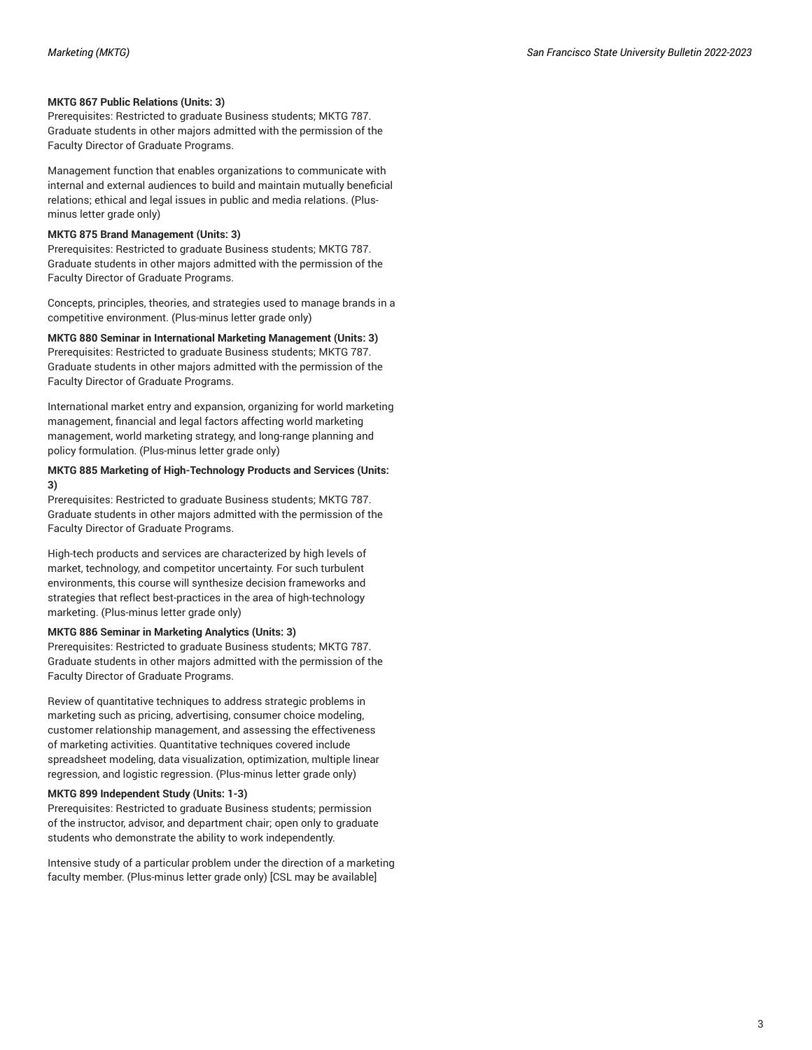**MKTG 867 Public Relations (Units: 3)**
Prerequisites: Restricted to graduate Business students; MKTG 787. Graduate students in other majors admitted with the permission of the Faculty Director of Graduate Programs.

Management function that enables organizations to communicate with internal and external audiences to build and maintain mutually beneficial relations; ethical and legal issues in public and media relations. (Plus-minus letter grade only)

**MKTG 875 Brand Management (Units: 3)**
Prerequisites: Restricted to graduate Business students; MKTG 787. Graduate students in other majors admitted with the permission of the Faculty Director of Graduate Programs.

Concepts, principles, theories, and strategies used to manage brands in a competitive environment. (Plus-minus letter grade only)

**MKTG 880 Seminar in International Marketing Management (Units: 3)**
Prerequisites: Restricted to graduate Business students; MKTG 787. Graduate students in other majors admitted with the permission of the Faculty Director of Graduate Programs.

International market entry and expansion, organizing for world marketing management, financial and legal factors affecting world marketing management, world marketing strategy, and long-range planning and policy formulation. (Plus-minus letter grade only)

**MKTG 885 Marketing of High-Technology Products and Services (Units: 3)**
Prerequisites: Restricted to graduate Business students; MKTG 787. Graduate students in other majors admitted with the permission of the Faculty Director of Graduate Programs.

High-tech products and services are characterized by high levels of market, technology, and competitor uncertainty. For such turbulent environments, this course will synthesize decision frameworks and strategies that reflect best-practices in the area of high-technology marketing. (Plus-minus letter grade only)

**MKTG 886 Seminar in Marketing Analytics (Units: 3)**
Prerequisites: Restricted to graduate Business students; MKTG 787. Graduate students in other majors admitted with the permission of the Faculty Director of Graduate Programs.

Review of quantitative techniques to address strategic problems in marketing such as pricing, advertising, consumer choice modeling, customer relationship management, and assessing the effectiveness of marketing activities. Quantitative techniques covered include spreadsheet modeling, data visualization, optimization, multiple linear regression, and logistic regression. (Plus-minus letter grade only)

**MKTG 899 Independent Study (Units: 1-3)**
Prerequisites: Restricted to graduate Business students; permission of the instructor, advisor, and department chair; open only to graduate students who demonstrate the ability to work independently.

Intensive study of a particular problem under the direction of a marketing faculty member. (Plus-minus letter grade only) [CSL may be available]